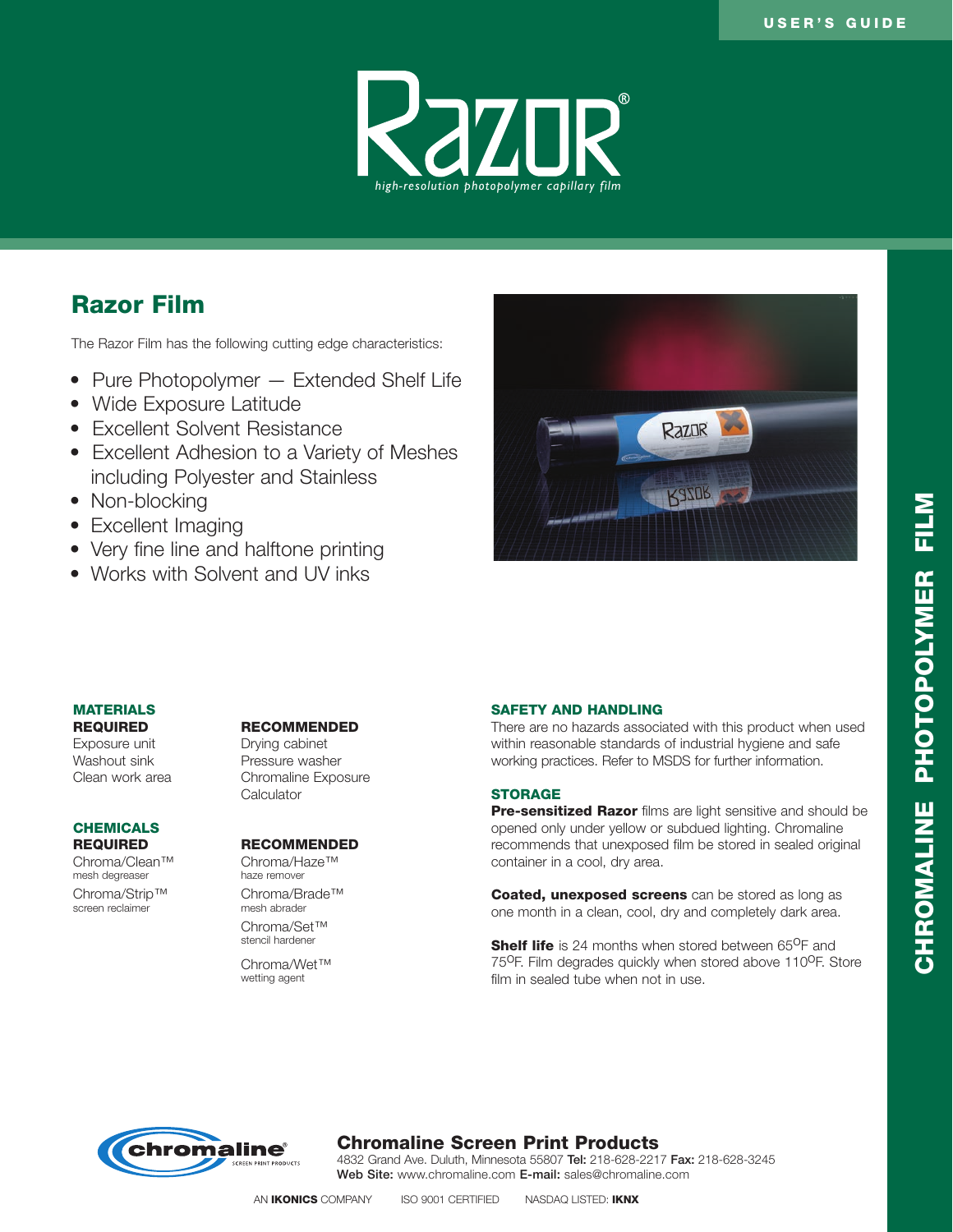USER'S GUIDE

# Razor®

*high-resolution photopolymer capillary film*

## Razor Film

The Razor Film has the following cutting edge characteristics:

- Pure Photopolymer — Extended Shelf Life
- Wide Exposure Latitude
- Excellent Solvent Resistance
- Excellent Adhesion to a Variety of Meshes including Polyester and Stainless
- Non-blocking
- Excellent Imaging
- Very fine line and halftone printing
- Works with Solvent and UV inks

### MATERIALS

**REQUIRED**

Exposure unit
Washout sink
Clean work area

**RECOMMENDED**

Drying cabinet
Pressure washer
Chromaline Exposure Calculator

### CHEMICALS

**REQUIRED**

Chroma/Clean™
mesh degreaser

Chroma/Strip™
screen reclaimer

**RECOMMENDED**

Chroma/Haze™
haze remover

Chroma/Brade™
mesh abrader

Chroma/Set™
stencil hardener

Chroma/Wet™
wetting agent

### SAFETY AND HANDLING

There are no hazards associated with this product when used within reasonable standards of industrial hygiene and safe working practices. Refer to MSDS for further information.

### STORAGE

**Pre-sensitized Razor** films are light sensitive and should be opened only under yellow or subdued lighting. Chromaline recommends that unexposed film be stored in sealed original container in a cool, dry area.

**Coated, unexposed screens** can be stored as long as one month in a clean, cool, dry and completely dark area.

**Shelf life** is 24 months when stored between 65°F and 75°F. Film degrades quickly when stored above 110°F. Store film in sealed tube when not in use.

CHROMALINE PHOTOPOLYMER FILM

**Chromaline Screen Print Products**
4832 Grand Ave. Duluth, Minnesota 55807 **Tel:** 218-628-2217 **Fax:** 218-628-3245
**Web Site:** www.chromaline.com **E-mail:** sales@chromaline.com

AN **IKONICS** COMPANY ISO 9001 CERTIFIED NASDAQ LISTED: **IKNX**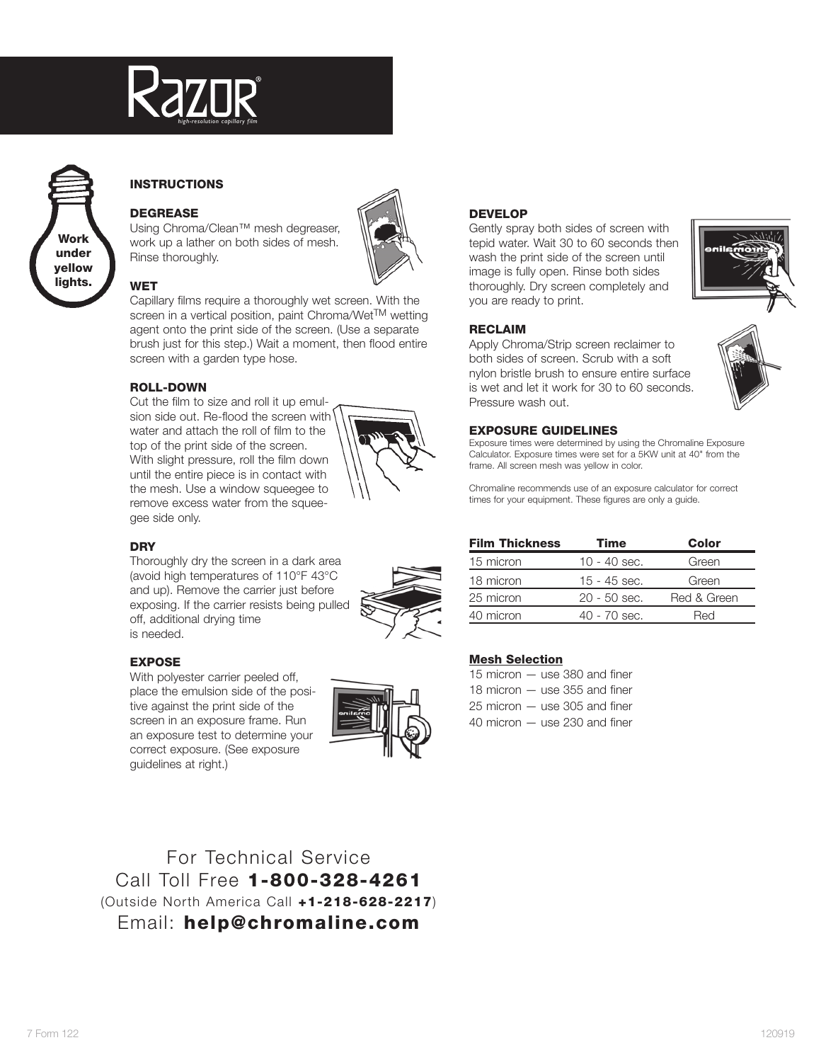# Razor®

*high-resolution capillary film*

**Work under yellow lights.**

## INSTRUCTIONS

### DEGREASE

Using Chroma/Clean™ mesh degreaser, work up a lather on both sides of mesh. Rinse thoroughly.

### WET

Capillary films require a thoroughly wet screen. With the screen in a vertical position, paint Chroma/Wet™ wetting agent onto the print side of the screen. (Use a separate brush just for this step.) Wait a moment, then flood entire screen with a garden type hose.

### ROLL-DOWN

Cut the film to size and roll it up emulsion side out. Re-flood the screen with water and attach the roll of film to the top of the print side of the screen. With slight pressure, roll the film down until the entire piece is in contact with the mesh. Use a window squeegee to remove excess water from the squeegee side only.

### DRY

Thoroughly dry the screen in a dark area (avoid high temperatures of 110°F 43°C and up). Remove the carrier just before exposing. If the carrier resists being pulled off, additional drying time is needed.

### EXPOSE

With polyester carrier peeled off, place the emulsion side of the positive against the print side of the screen in an exposure frame. Run an exposure test to determine your correct exposure. (See exposure guidelines at right.)

### DEVELOP

Gently spray both sides of screen with tepid water. Wait 30 to 60 seconds then wash the print side of the screen until image is fully open. Rinse both sides thoroughly. Dry screen completely and you are ready to print.

### RECLAIM

Apply Chroma/Strip screen reclaimer to both sides of screen. Scrub with a soft nylon bristle brush to ensure entire surface is wet and let it work for 30 to 60 seconds. Pressure wash out.

### EXPOSURE GUIDELINES

Exposure times were determined by using the Chromaline Exposure Calculator. Exposure times were set for a 5KW unit at 40" from the frame. All screen mesh was yellow in color.

Chromaline recommends use of an exposure calculator for correct times for your equipment. These figures are only a guide.

| Film Thickness | Time | Color |
|---|---|---|
| 15 micron | 10 - 40 sec. | Green |
| 18 micron | 15 - 45 sec. | Green |
| 25 micron | 20 - 50 sec. | Red & Green |
| 40 micron | 40 - 70 sec. | Red |

**Mesh Selection**

15 micron — use 380 and finer
18 micron — use 355 and finer
25 micron — use 305 and finer
40 micron — use 230 and finer

For Technical Service
Call Toll Free **1-800-328-4261**
(Outside North America Call **+1-218-628-2217**)
Email: **help@chromaline.com**

7 Form 122

120919